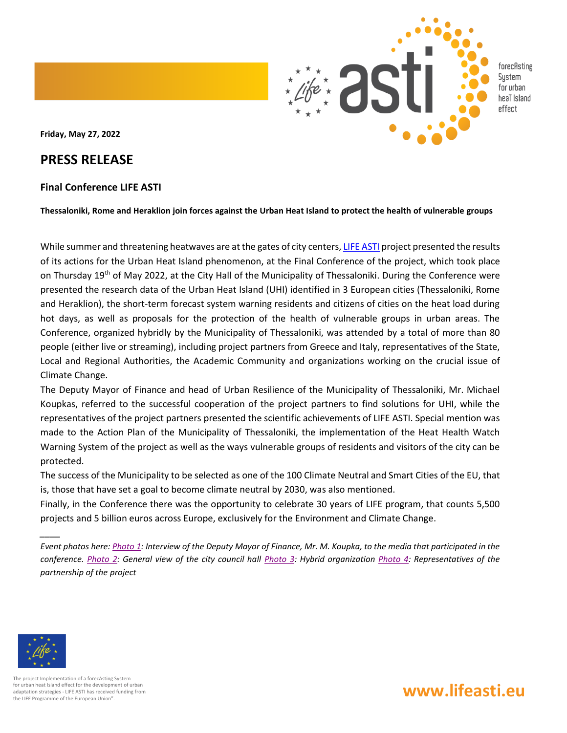**Friday, May 27, 2022**

# PRESS RELEASE

### Final Conference LIFE ASTI

**Thessaloniki, Rome and Heraklion join forces against the Urban Heat Island to protect the health of vulnerable groups**

While summer and threatening heatwaves are at the gates of city centers, LIFE ASTI project presented the results of its actions for the Urban Heat Island phenomenon, at the Final Conference of the project, which took place on Thursday 19th of May 2022, at the City Hall of the Municipality of Thessaloniki. During the Conference were presented the research data of the Urban Heat Island (UHI) identified in 3 European cities (Thessaloniki, Rome and Heraklion), the short-term forecast system warning residents and citizens of cities on the heat load during hot days, as well as proposals for the protection of the health of vulnerable groups in urban areas. The Conference, organized hybridly by the Municipality of Thessaloniki, was attended by a total of more than 80 people (either live or streaming), including project partners from Greece and Italy, representatives of the State, Local and Regional Authorities, the Academic Community and organizations working on the crucial issue of Climate Change.

The Deputy Mayor of Finance and head of Urban Resilience of the Municipality of Thessaloniki, Mr. Michael Koupkas, referred to the successful cooperation of the project partners to find solutions for UHI, while the representatives of the project partners presented the scientific achievements of LIFE ASTI. Special mention was made to the Action Plan of the Municipality of Thessaloniki, the implementation of the Heat Health Watch Warning System of the project as well as the ways vulnerable groups of residents and visitors of the city can be protected.

The success of the Municipality to be selected as one of the 100 Climate Neutral and Smart Cities of the EU, that is, those that have set a goal to become climate neutral by 2030, was also mentioned.

Finally, in the Conference there was the opportunity to celebrate 30 years of LIFE program, that counts 5,500 projects and 5 billion euros across Europe, exclusively for the Environment and Climate Change.

____

*Event photos here: Photo 1: Interview of the Deputy Mayor of Finance, Mr. M. Koupka, to the media that participated in the conference. Photo 2: General view of the city council hall Photo 3: Hybrid organization Photo 4: Representatives of the partnership of the project*

The project Implementation of a forecAsting System for urban heat Island effect for the development of urban adaptation strategies - LIFE ASTI has received funding from the LIFE Programme of the European Union".

**www.lifeasti.eu**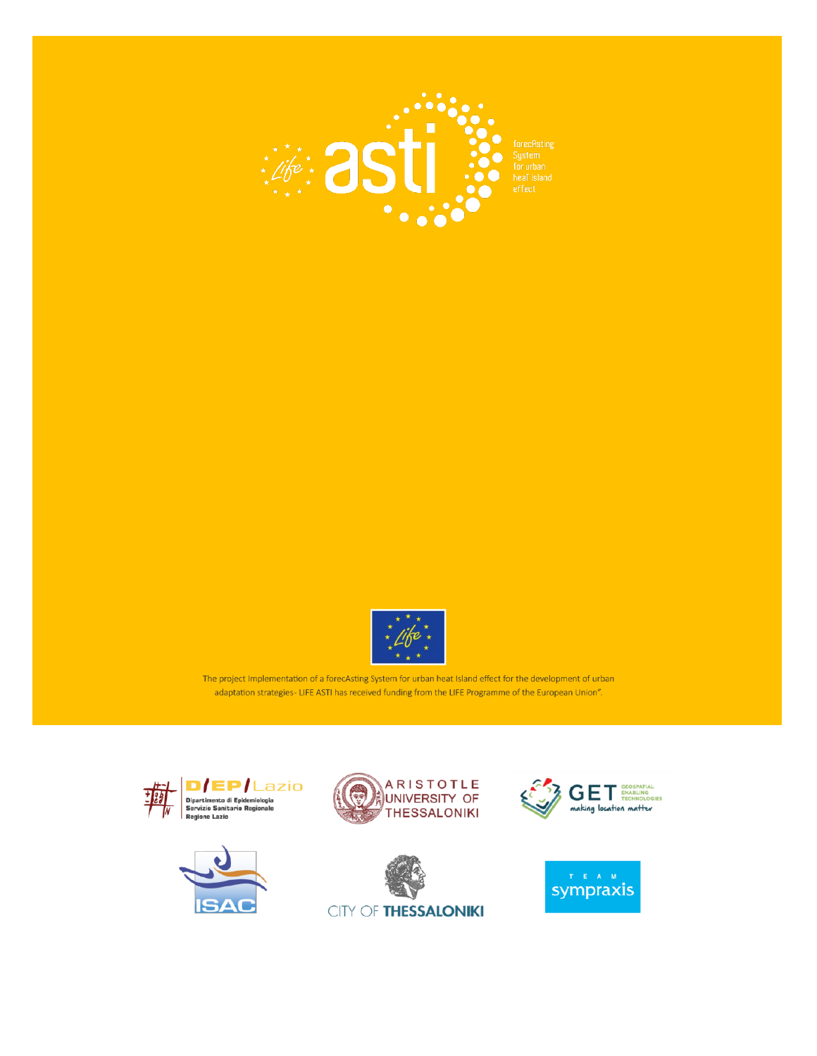asti

forecAsting System for urban heat Island effect

The project Implementation of a forecAsting System for urban heat Island effect for the development of urban adaptation strategies- LIFE ASTI has received funding from the LIFE Programme of the European Union".

D/EP/Lazio
Dipartimento di Epidemiologia
Servizio Sanitario Regionale
Regione Lazio

ARISTOTLE UNIVERSITY OF THESSALONIKI

GET GEOSPATIAL ENABLING TECHNOLOGIES
making location matter

ISAC

CITY OF THESSALONIKI

TEAM sympraxis